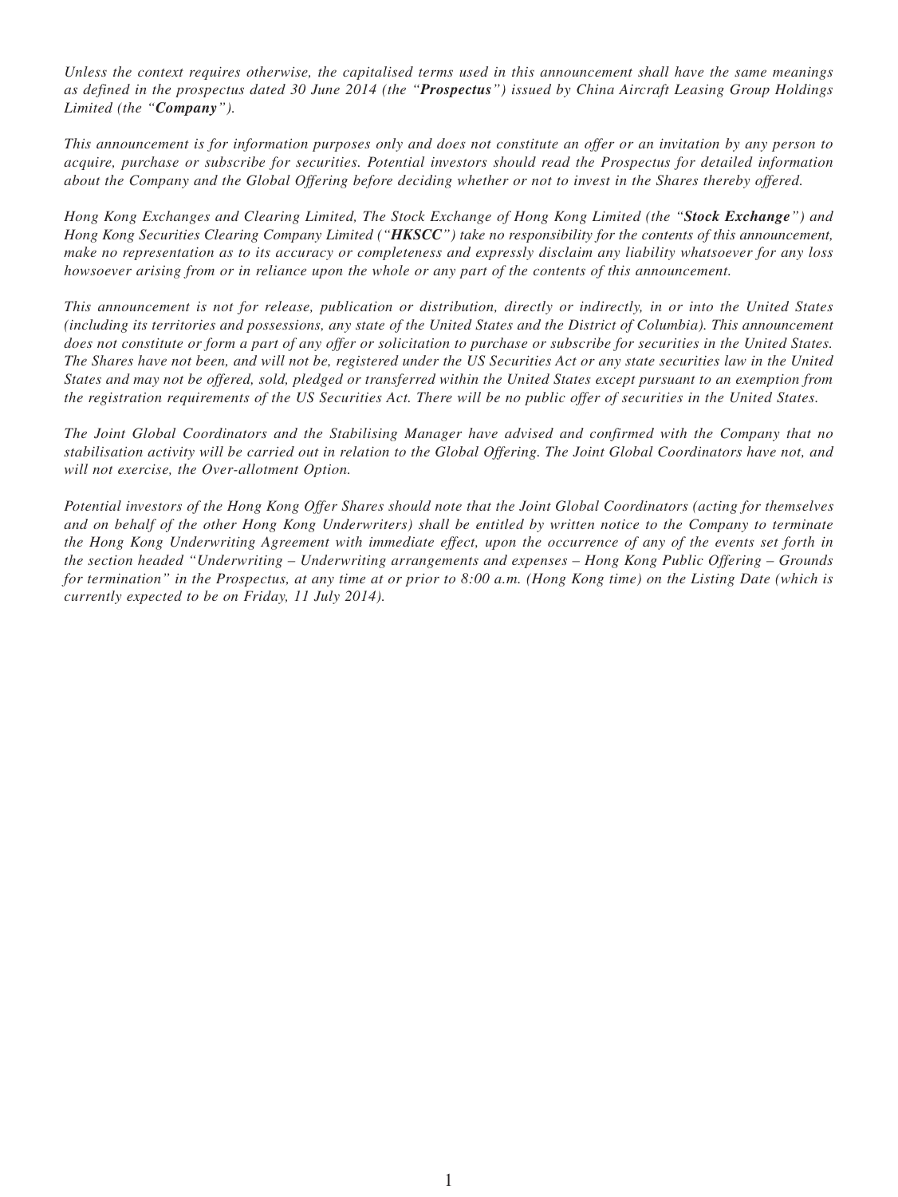*Unless the context requires otherwise, the capitalised terms used in this announcement shall have the same meanings as defined in the prospectus dated 30 June 2014 (the "**Prospectus**") issued by China Aircraft Leasing Group Holdings Limited (the "**Company**").*

*This announcement is for information purposes only and does not constitute an offer or an invitation by any person to acquire, purchase or subscribe for securities. Potential investors should read the Prospectus for detailed information about the Company and the Global Offering before deciding whether or not to invest in the Shares thereby offered.*

*Hong Kong Exchanges and Clearing Limited, The Stock Exchange of Hong Kong Limited (the "**Stock Exchange**") and Hong Kong Securities Clearing Company Limited ("**HKSCC**") take no responsibility for the contents of this announcement, make no representation as to its accuracy or completeness and expressly disclaim any liability whatsoever for any loss howsoever arising from or in reliance upon the whole or any part of the contents of this announcement.*

*This announcement is not for release, publication or distribution, directly or indirectly, in or into the United States (including its territories and possessions, any state of the United States and the District of Columbia). This announcement does not constitute or form a part of any offer or solicitation to purchase or subscribe for securities in the United States. The Shares have not been, and will not be, registered under the US Securities Act or any state securities law in the United States and may not be offered, sold, pledged or transferred within the United States except pursuant to an exemption from the registration requirements of the US Securities Act. There will be no public offer of securities in the United States.*

*The Joint Global Coordinators and the Stabilising Manager have advised and confirmed with the Company that no stabilisation activity will be carried out in relation to the Global Offering. The Joint Global Coordinators have not, and will not exercise, the Over-allotment Option.*

*Potential investors of the Hong Kong Offer Shares should note that the Joint Global Coordinators (acting for themselves and on behalf of the other Hong Kong Underwriters) shall be entitled by written notice to the Company to terminate the Hong Kong Underwriting Agreement with immediate effect, upon the occurrence of any of the events set forth in the section headed "Underwriting – Underwriting arrangements and expenses – Hong Kong Public Offering – Grounds for termination" in the Prospectus, at any time at or prior to 8:00 a.m. (Hong Kong time) on the Listing Date (which is currently expected to be on Friday, 11 July 2014).*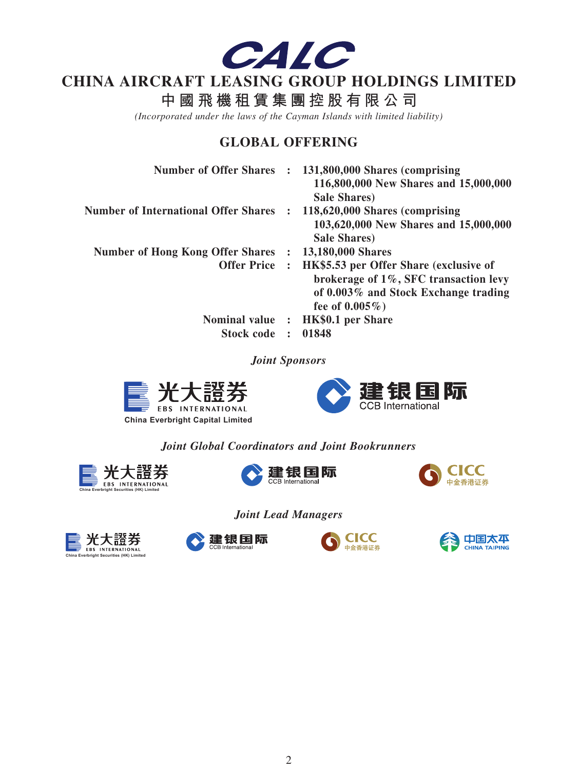# CHINA AIRCRAFT LEASING GROUP HOLDINGS LIMITED

## 中國飛機租賃集團控股有限公司

*(Incorporated under the laws of the Cayman Islands with limited liability)*

## GLOBAL OFFERING

| | | |
|---|---|---|
| **Number of Offer Shares** | **:** | **131,800,000 Shares (comprising 116,800,000 New Shares and 15,000,000 Sale Shares)** |
| **Number of International Offer Shares** | **:** | **118,620,000 Shares (comprising 103,620,000 New Shares and 15,000,000 Sale Shares)** |
| **Number of Hong Kong Offer Shares** | **:** | **13,180,000 Shares** |
| **Offer Price** | **:** | **HK$5.53 per Offer Share (exclusive of brokerage of 1%, SFC transaction levy of 0.003% and Stock Exchange trading fee of 0.005%)** |
| **Nominal value** | **:** | **HK$0.1 per Share** |
| **Stock code** | **:** | **01848** |

***Joint Sponsors***

China Everbright Capital Limited

CCB International

***Joint Global Coordinators and Joint Bookrunners***

China Everbright Securities (HK) Limited

CCB International

CICC

***Joint Lead Managers***

China Everbright Securities (HK) Limited

CCB International

CICC

China Taiping